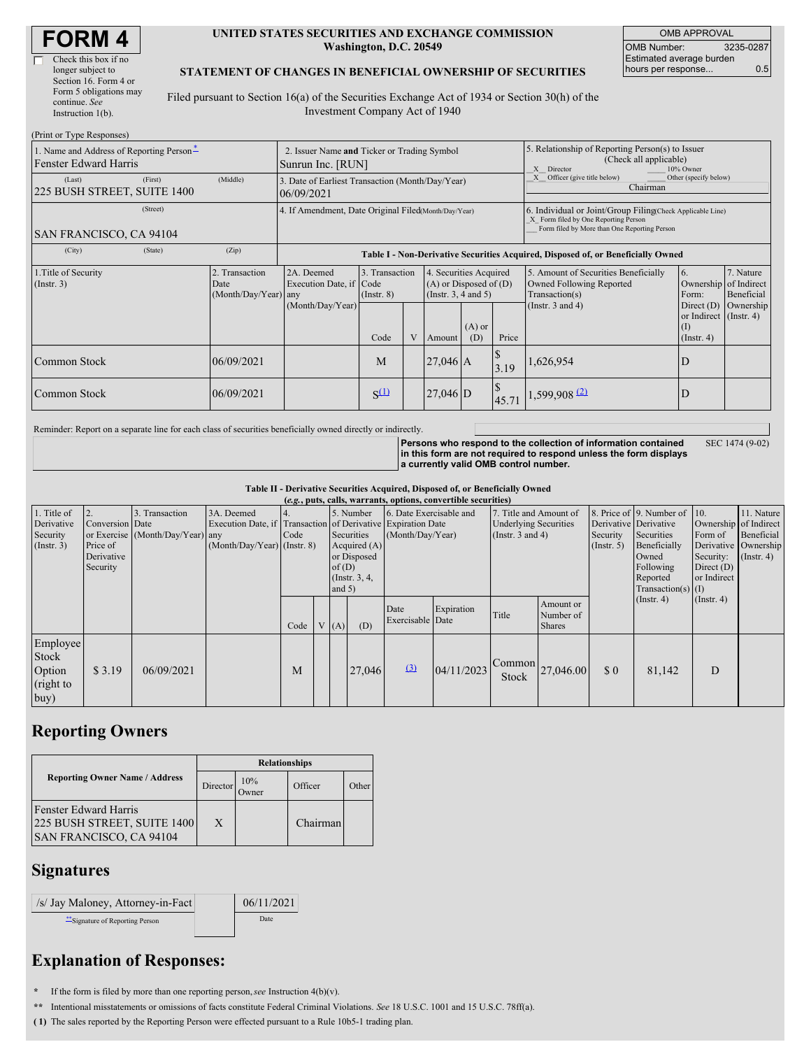# FORM 4

☐ Check this box if no longer subject to Section 16. Form 4 or Form 5 obligations may continue. *See* Instruction 1(b).

**UNITED STATES SECURITIES AND EXCHANGE COMMISSION**
**Washington, D.C. 20549**

**STATEMENT OF CHANGES IN BENEFICIAL OWNERSHIP OF SECURITIES**

Filed pursuant to Section 16(a) of the Securities Exchange Act of 1934 or Section 30(h) of the Investment Company Act of 1940

| OMB APPROVAL | |
|---|---|
| OMB Number: | 3235-0287 |
| Estimated average burden hours per response... | 0.5 |

(Print or Type Responses)

| 1. Name and Address of Reporting Person* | 2. Issuer Name and Ticker or Trading Symbol | 5. Relationship of Reporting Person(s) to Issuer (Check all applicable) |
|---|---|---|
| Fenster Edward Harris | Sunrun Inc. [RUN] | X Director ___ 10% Owner |
| (Last) (First) (Middle) 225 BUSH STREET, SUITE 1400 | 3. Date of Earliest Transaction (Month/Day/Year) 06/09/2021 | X Officer (give title below) ___ Other (specify below) Chairman |
| (Street) SAN FRANCISCO, CA 94104 | 4. If Amendment, Date Original Filed (Month/Day/Year) | 6. Individual or Joint/Group Filing (Check Applicable Line) _X_ Form filed by One Reporting Person ___ Form filed by More than One Reporting Person |
| (City) (State) (Zip) | | |

**Table I - Non-Derivative Securities Acquired, Disposed of, or Beneficially Owned**

| 1.Title of Security (Instr. 3) | 2. Transaction Date (Month/Day/Year) | 2A. Deemed Execution Date, if any (Month/Day/Year) | 3. Transaction Code (Instr. 8) Code | V | 4. Securities Acquired (A) or Disposed of (D) (Instr. 3, 4 and 5) Amount | (A) or (D) | Price | 5. Amount of Securities Beneficially Owned Following Reported Transaction(s) (Instr. 3 and 4) | 6. Ownership Form: Direct (D) or Indirect (I) (Instr. 4) | 7. Nature of Indirect Beneficial Ownership (Instr. 4) |
|---|---|---|---|---|---|---|---|---|---|---|
| Common Stock | 06/09/2021 | | M | | 27,046 | A | $ 3.19 | 1,626,954 | D | |
| Common Stock | 06/09/2021 | | S (1) | | 27,046 | D | $ 45.71 | 1,599,908 (2) | D | |

Reminder: Report on a separate line for each class of securities beneficially owned directly or indirectly.

**Persons who respond to the collection of information contained in this form are not required to respond unless the form displays a currently valid OMB control number.** SEC 1474 (9-02)

**Table II - Derivative Securities Acquired, Disposed of, or Beneficially Owned**
**(*e.g.*, puts, calls, warrants, options, convertible securities)**

| 1. Title of Derivative Security (Instr. 3) | 2. Conversion or Exercise Price of Derivative Security | 3. Transaction Date (Month/Day/Year) | 3A. Deemed Execution Date, if any (Month/Day/Year) | 4. Transaction Code (Instr. 8) Code | V | 5. Number of Derivative Securities Acquired (A) or Disposed of (D) (Instr. 3, 4, and 5) (A) | (D) | 6. Date Exercisable and Expiration Date (Month/Day/Year) Date Exercisable | Expiration Date | 7. Title and Amount of Underlying Securities (Instr. 3 and 4) Title | Amount or Number of Shares | 8. Price of Derivative Security (Instr. 5) | 9. Number of Derivative Securities Beneficially Owned Following Reported Transaction(s) (Instr. 4) | 10. Ownership Form of Derivative Security: Direct (D) or Indirect (I) (Instr. 4) | 11. Nature of Indirect Beneficial Ownership (Instr. 4) |
|---|---|---|---|---|---|---|---|---|---|---|---|---|---|---|---|
| Employee Stock Option (right to buy) | $ 3.19 | 06/09/2021 | | M | | | 27,046 | (3) | 04/11/2023 | Common Stock | 27,046.00 | $ 0 | 81,142 | D | |

## Reporting Owners

| Reporting Owner Name / Address | Director | 10% Owner | Officer | Other |
|---|---|---|---|---|
| Fenster Edward Harris 225 BUSH STREET, SUITE 1400 SAN FRANCISCO, CA 94104 | X | | Chairman | |

## Signatures

| /s/ Jay Maloney, Attorney-in-Fact | 06/11/2021 |
|---|---|
| **Signature of Reporting Person | Date |

## Explanation of Responses:

\* If the form is filed by more than one reporting person, *see* Instruction 4(b)(v).

** Intentional misstatements or omissions of facts constitute Federal Criminal Violations. *See* 18 U.S.C. 1001 and 15 U.S.C. 78ff(a).

**( 1)** The sales reported by the Reporting Person were effected pursuant to a Rule 10b5-1 trading plan.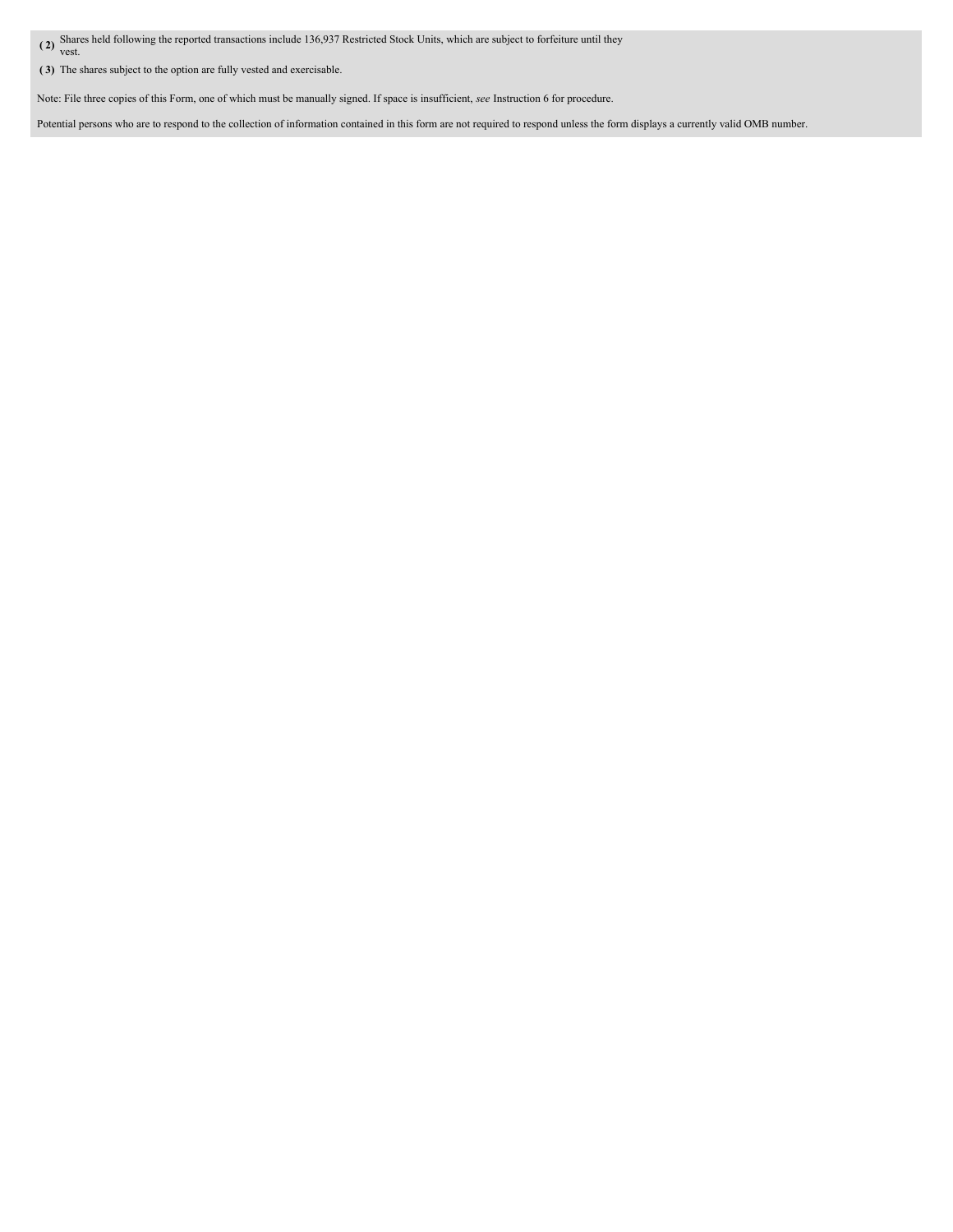( 2) Shares held following the reported transactions include 136,937 Restricted Stock Units, which are subject to forfeiture until they vest.

( 3) The shares subject to the option are fully vested and exercisable.

Note: File three copies of this Form, one of which must be manually signed. If space is insufficient, *see* Instruction 6 for procedure.

Potential persons who are to respond to the collection of information contained in this form are not required to respond unless the form displays a currently valid OMB number.